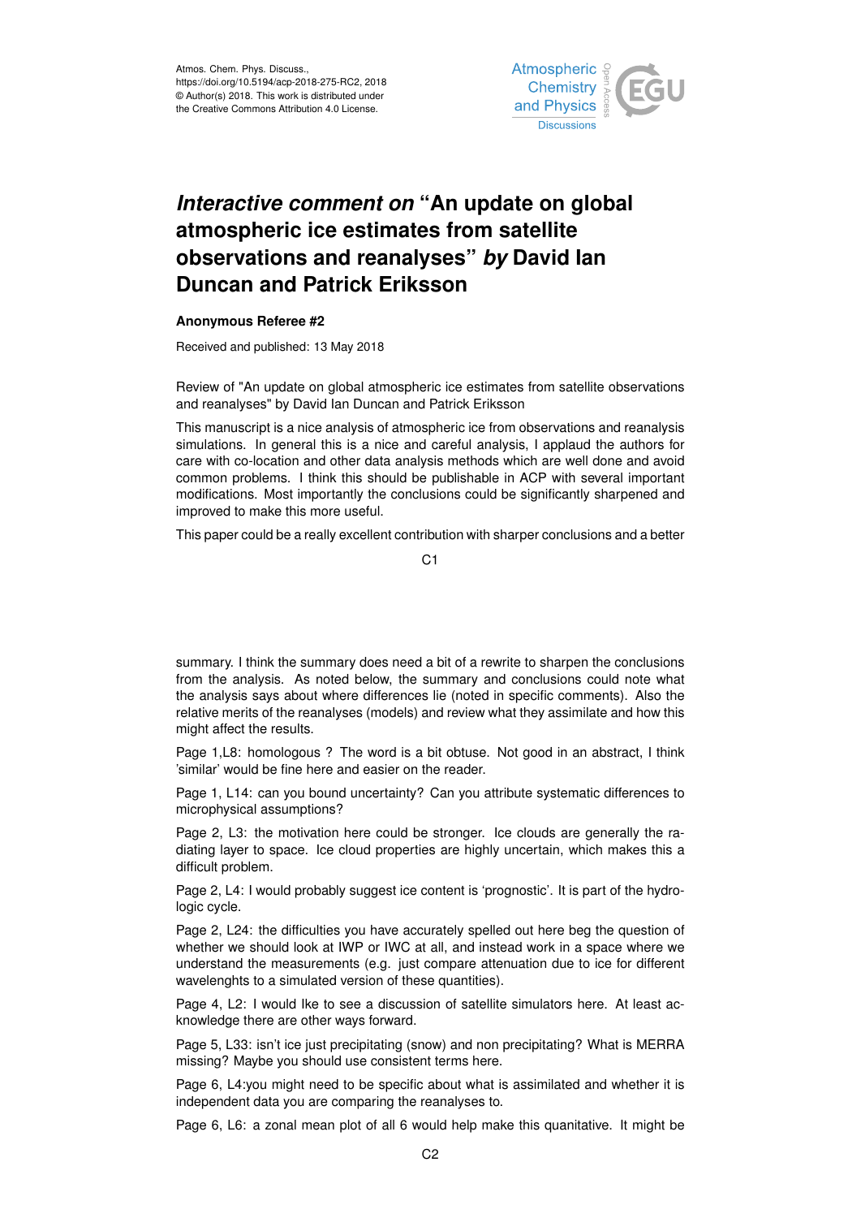Atmos. Chem. Phys. Discuss.,
https://doi.org/10.5194/acp-2018-275-RC2, 2018
© Author(s) 2018. This work is distributed under
the Creative Commons Attribution 4.0 License.

# *Interactive comment on* "An update on global atmospheric ice estimates from satellite observations and reanalyses" *by* David Ian Duncan and Patrick Eriksson

**Anonymous Referee #2**

Received and published: 13 May 2018

Review of "An update on global atmospheric ice estimates from satellite observations and reanalyses" by David Ian Duncan and Patrick Eriksson

This manuscript is a nice analysis of atmospheric ice from observations and reanalysis simulations. In general this is a nice and careful analysis, I applaud the authors for care with co-location and other data analysis methods which are well done and avoid common problems. I think this should be publishable in ACP with several important modifications. Most importantly the conclusions could be significantly sharpened and improved to make this more useful.

This paper could be a really excellent contribution with sharper conclusions and a better summary. I think the summary does need a bit of a rewrite to sharpen the conclusions from the analysis. As noted below, the summary and conclusions could note what the analysis says about where differences lie (noted in specific comments). Also the relative merits of the reanalyses (models) and review what they assimilate and how this might affect the results.

Page 1,L8: homologous ? The word is a bit obtuse. Not good in an abstract, I think 'similar' would be fine here and easier on the reader.

Page 1, L14: can you bound uncertainty? Can you attribute systematic differences to microphysical assumptions?

Page 2, L3: the motivation here could be stronger. Ice clouds are generally the radiating layer to space. Ice cloud properties are highly uncertain, which makes this a difficult problem.

Page 2, L4: I would probably suggest ice content is 'prognostic'. It is part of the hydrologic cycle.

Page 2, L24: the difficulties you have accurately spelled out here beg the question of whether we should look at IWP or IWC at all, and instead work in a space where we understand the measurements (e.g. just compare attenuation due to ice for different wavelenghts to a simulated version of these quantities).

Page 4, L2: I would lke to see a discussion of satellite simulators here. At least acknowledge there are other ways forward.

Page 5, L33: isn't ice just precipitating (snow) and non precipitating? What is MERRA missing? Maybe you should use consistent terms here.

Page 6, L4:you might need to be specific about what is assimilated and whether it is independent data you are comparing the reanalyses to.

Page 6, L6: a zonal mean plot of all 6 would help make this quantitative. It might be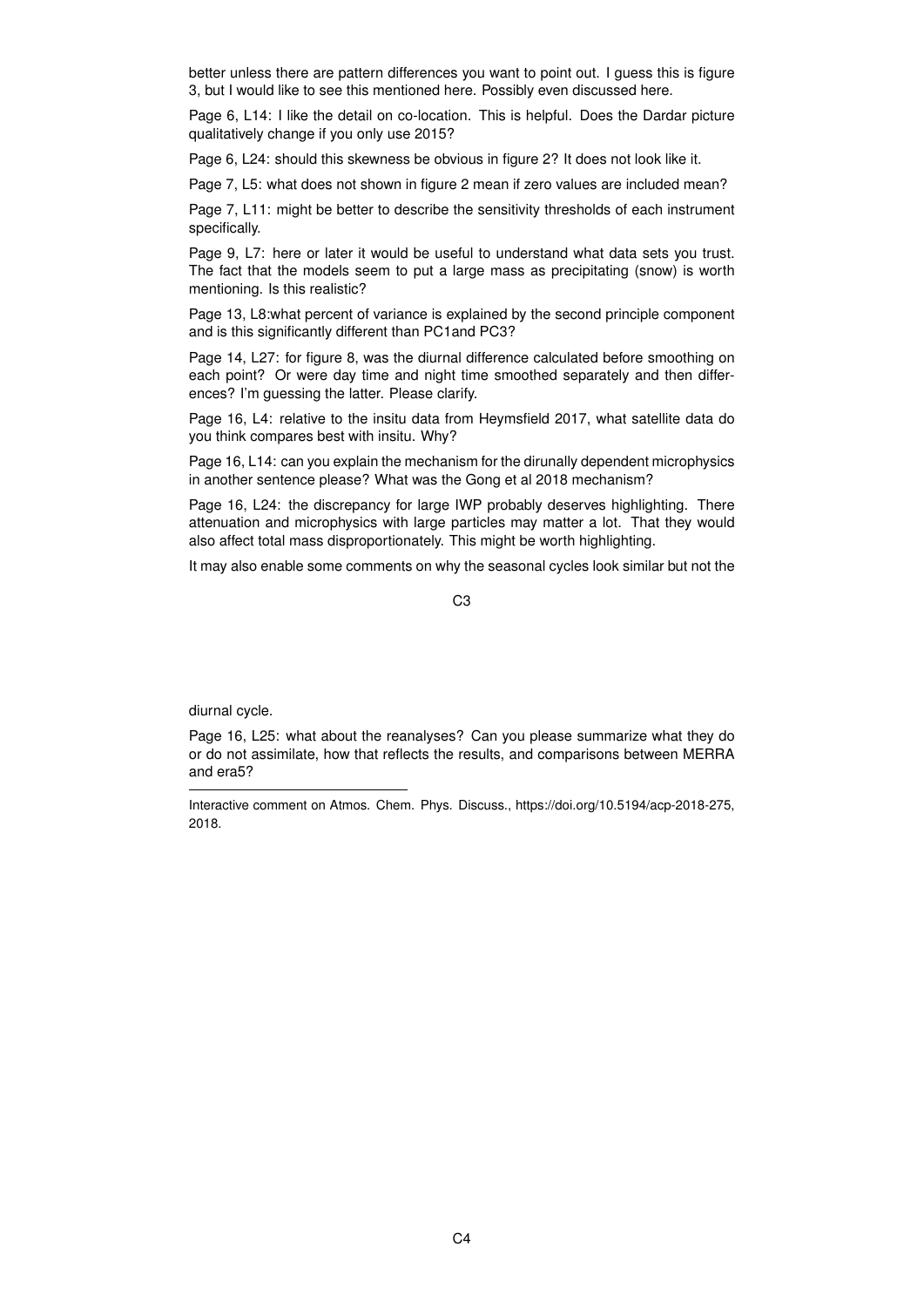better unless there are pattern differences you want to point out. I guess this is figure 3, but I would like to see this mentioned here. Possibly even discussed here.

Page 6, L14: I like the detail on co-location. This is helpful. Does the Dardar picture qualitatively change if you only use 2015?

Page 6, L24: should this skewness be obvious in figure 2? It does not look like it.

Page 7, L5: what does not shown in figure 2 mean if zero values are included mean?

Page 7, L11: might be better to describe the sensitivity thresholds of each instrument specifically.

Page 9, L7: here or later it would be useful to understand what data sets you trust. The fact that the models seem to put a large mass as precipitating (snow) is worth mentioning. Is this realistic?

Page 13, L8:what percent of variance is explained by the second principle component and is this significantly different than PC1and PC3?

Page 14, L27: for figure 8, was the diurnal difference calculated before smoothing on each point? Or were day time and night time smoothed separately and then differences? I'm guessing the latter. Please clarify.

Page 16, L4: relative to the insitu data from Heymsfield 2017, what satellite data do you think compares best with insitu. Why?

Page 16, L14: can you explain the mechanism for the dirunally dependent microphysics in another sentence please? What was the Gong et al 2018 mechanism?

Page 16, L24: the discrepancy for large IWP probably deserves highlighting. There attenuation and microphysics with large particles may matter a lot. That they would also affect total mass disproportionately. This might be worth highlighting.

It may also enable some comments on why the seasonal cycles look similar but not the diurnal cycle.

Page 16, L25: what about the reanalyses? Can you please summarize what they do or do not assimilate, how that reflects the results, and comparisons between MERRA and era5?

---

Interactive comment on Atmos. Chem. Phys. Discuss., https://doi.org/10.5194/acp-2018-275, 2018.